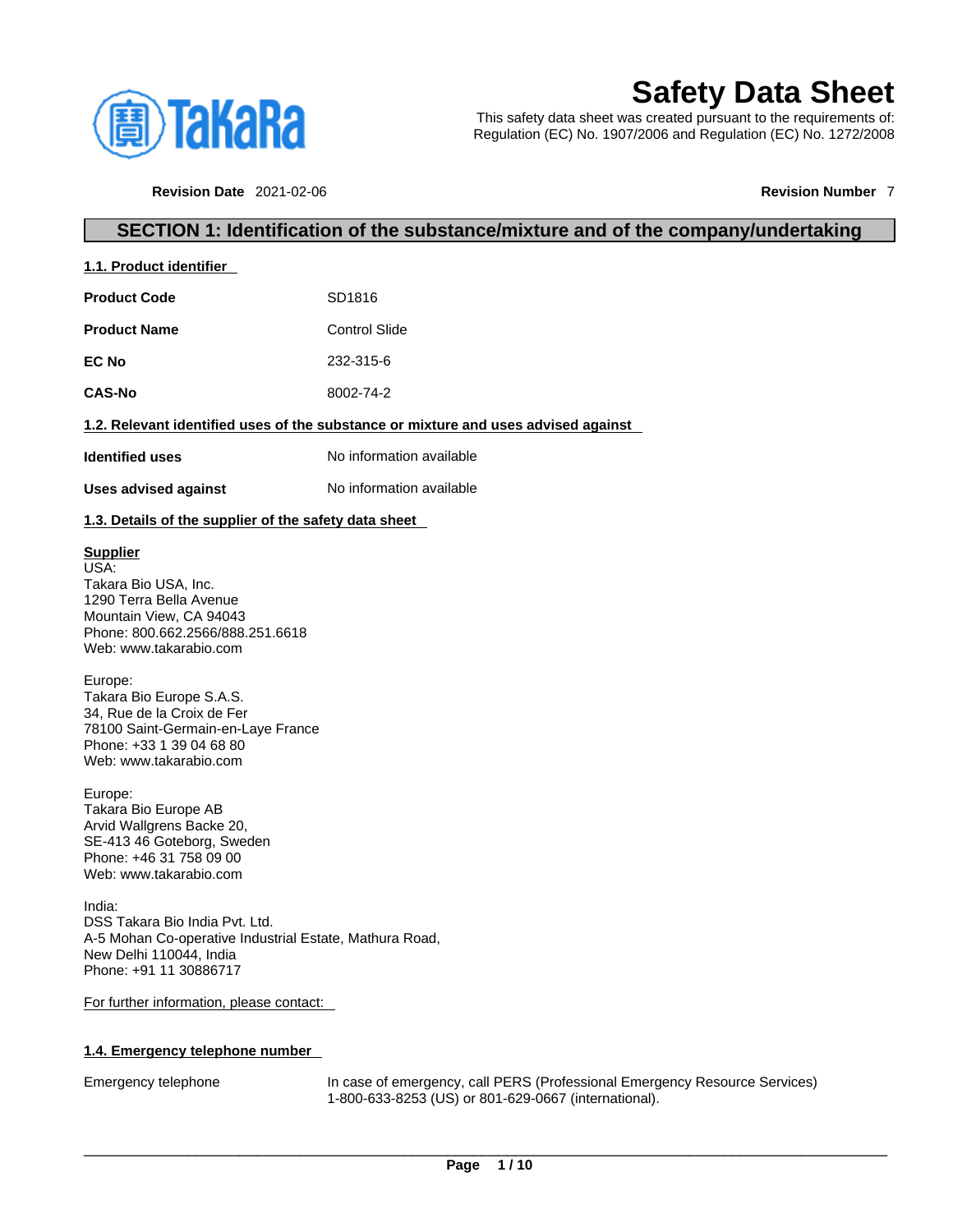# Safety Data Sheet

This safety data sheet was created pursuant to the requirements of:
Regulation (EC) No. 1907/2006 and Regulation (EC) No. 1272/2008

**Revision Date** 2021-02-06 **Revision Number** 7

## SECTION 1: Identification of the substance/mixture and of the company/undertaking

### 1.1. Product identifier

| | |
|---|---|
| **Product Code** | SD1816 |
| **Product Name** | Control Slide |
| **EC No** | 232-315-6 |
| **CAS-No** | 8002-74-2 |

### 1.2. Relevant identified uses of the substance or mixture and uses advised against

| | |
|---|---|
| **Identified uses** | No information available |
| **Uses advised against** | No information available |

### 1.3. Details of the supplier of the safety data sheet

**Supplier**
USA:
Takara Bio USA, Inc.
1290 Terra Bella Avenue
Mountain View, CA 94043
Phone: 800.662.2566/888.251.6618
Web: www.takarabio.com

Europe:
Takara Bio Europe S.A.S.
34, Rue de la Croix de Fer
78100 Saint-Germain-en-Laye France
Phone: +33 1 39 04 68 80
Web: www.takarabio.com

Europe:
Takara Bio Europe AB
Arvid Wallgrens Backe 20,
SE-413 46 Goteborg, Sweden
Phone: +46 31 758 09 00
Web: www.takarabio.com

India:
DSS Takara Bio India Pvt. Ltd.
A-5 Mohan Co-operative Industrial Estate, Mathura Road,
New Delhi 110044, India
Phone: +91 11 30886717

For further information, please contact:

### 1.4. Emergency telephone number

| | |
|---|---|
| Emergency telephone | In case of emergency, call PERS (Professional Emergency Resource Services) 1-800-633-8253 (US) or 801-629-0667 (international). |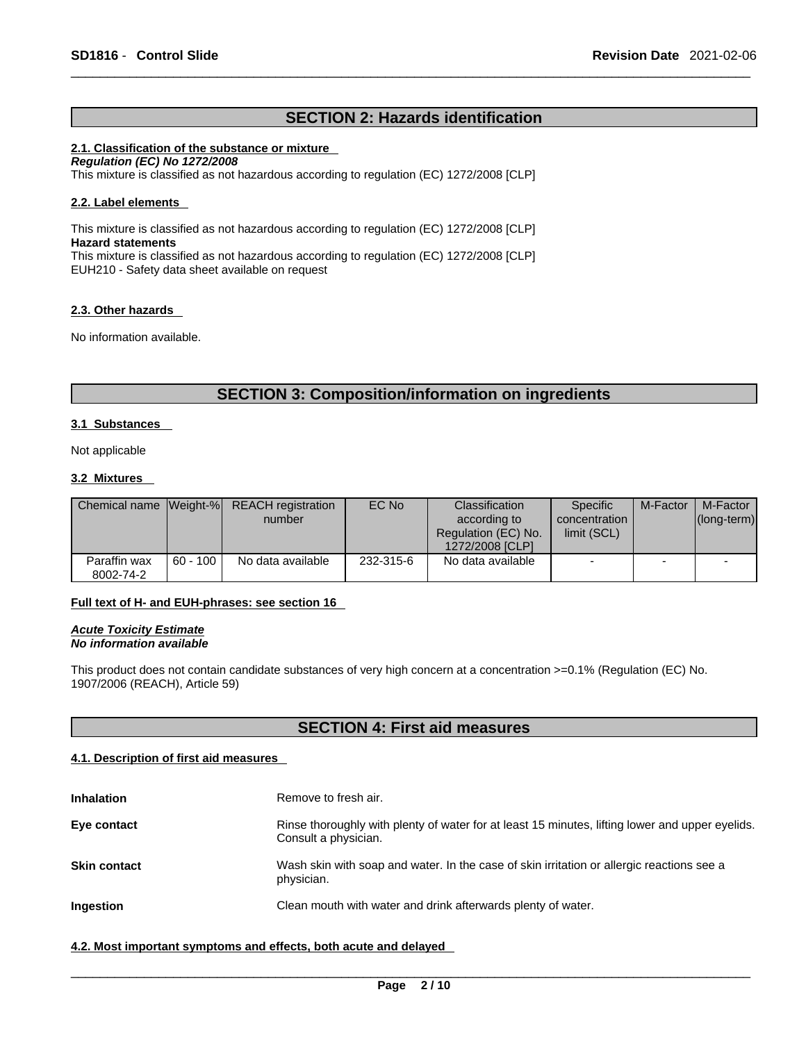## SECTION 2: Hazards identification

### 2.1. Classification of the substance or mixture

***Regulation (EC) No 1272/2008***

This mixture is classified as not hazardous according to regulation (EC) 1272/2008 [CLP]

### 2.2. Label elements

This mixture is classified as not hazardous according to regulation (EC) 1272/2008 [CLP]

**Hazard statements**

This mixture is classified as not hazardous according to regulation (EC) 1272/2008 [CLP]

EUH210 - Safety data sheet available on request

### 2.3. Other hazards

No information available.

## SECTION 3: Composition/information on ingredients

### 3.1 Substances

Not applicable

### 3.2 Mixtures

| Chemical name | Weight-% | REACH registration number | EC No | Classification according to Regulation (EC) No. 1272/2008 [CLP] | Specific concentration limit (SCL) | M-Factor | M-Factor (long-term) |
|---|---|---|---|---|---|---|---|
| Paraffin wax 8002-74-2 | 60 - 100 | No data available | 232-315-6 | No data available | - | - | - |

**Full text of H- and EUH-phrases: see section 16**

***Acute Toxicity Estimate***

***No information available***

This product does not contain candidate substances of very high concern at a concentration >=0.1% (Regulation (EC) No. 1907/2006 (REACH), Article 59)

## SECTION 4: First aid measures

### 4.1. Description of first aid measures

**Inhalation**
Remove to fresh air.

**Eye contact**
Rinse thoroughly with plenty of water for at least 15 minutes, lifting lower and upper eyelids. Consult a physician.

**Skin contact**
Wash skin with soap and water. In the case of skin irritation or allergic reactions see a physician.

**Ingestion**
Clean mouth with water and drink afterwards plenty of water.

### 4.2. Most important symptoms and effects, both acute and delayed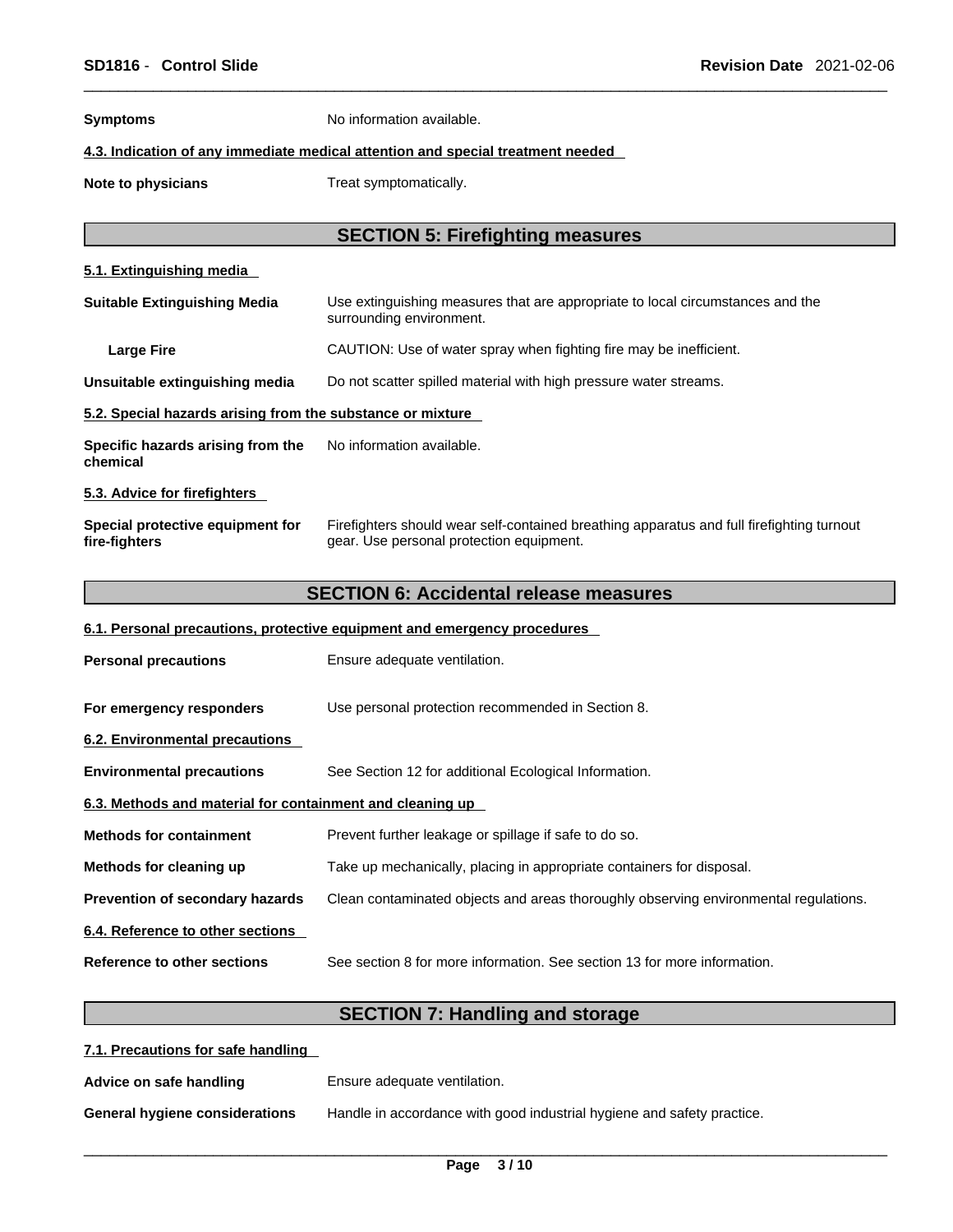**Symptoms** No information available.

**4.3. Indication of any immediate medical attention and special treatment needed**

**Note to physicians** Treat symptomatically.

## SECTION 5: Firefighting measures

**5.1. Extinguishing media**

**Suitable Extinguishing Media** Use extinguishing measures that are appropriate to local circumstances and the surrounding environment.

**Large Fire** CAUTION: Use of water spray when fighting fire may be inefficient.

**Unsuitable extinguishing media** Do not scatter spilled material with high pressure water streams.

**5.2. Special hazards arising from the substance or mixture**

**Specific hazards arising from the chemical** No information available.

**5.3. Advice for firefighters**

**Special protective equipment for fire-fighters** Firefighters should wear self-contained breathing apparatus and full firefighting turnout gear. Use personal protection equipment.

## SECTION 6: Accidental release measures

**6.1. Personal precautions, protective equipment and emergency procedures**

**Personal precautions** Ensure adequate ventilation.

**For emergency responders** Use personal protection recommended in Section 8.

**6.2. Environmental precautions**

**Environmental precautions** See Section 12 for additional Ecological Information.

**6.3. Methods and material for containment and cleaning up**

**Methods for containment** Prevent further leakage or spillage if safe to do so.

**Methods for cleaning up** Take up mechanically, placing in appropriate containers for disposal.

**Prevention of secondary hazards** Clean contaminated objects and areas thoroughly observing environmental regulations.

**6.4. Reference to other sections**

**Reference to other sections** See section 8 for more information. See section 13 for more information.

## SECTION 7: Handling and storage

**7.1. Precautions for safe handling**

**Advice on safe handling** Ensure adequate ventilation.

**General hygiene considerations** Handle in accordance with good industrial hygiene and safety practice.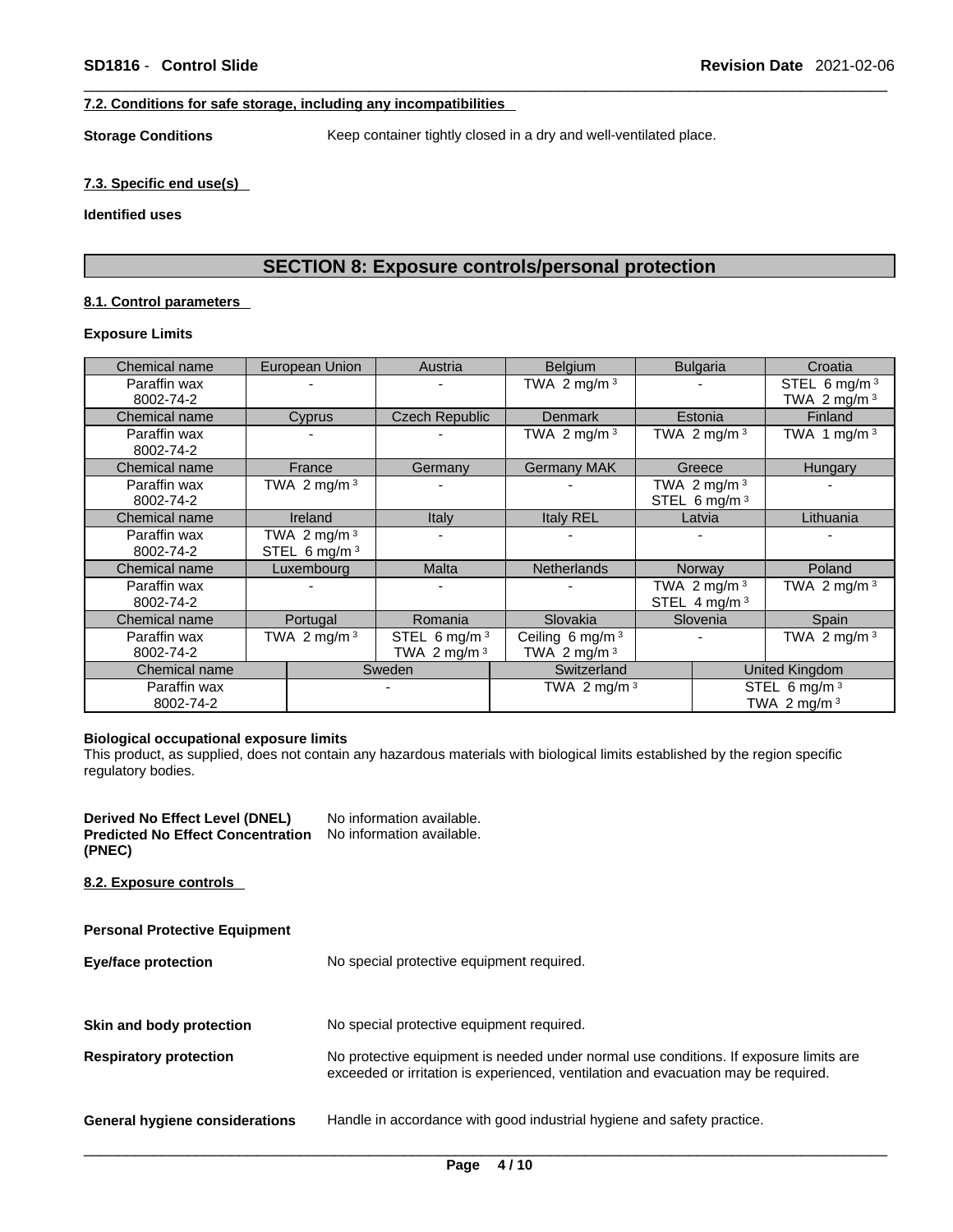### 7.2. Conditions for safe storage, including any incompatibilities

**Storage Conditions** Keep container tightly closed in a dry and well-ventilated place.

### 7.3. Specific end use(s)

**Identified uses**

## SECTION 8: Exposure controls/personal protection

### 8.1. Control parameters

**Exposure Limits**

| Chemical name | European Union | Austria | Belgium | Bulgaria | Croatia |
|---|---|---|---|---|---|
| Paraffin wax 8002-74-2 | - | - | TWA 2 mg/m³ | - | STEL 6 mg/m³ TWA 2 mg/m³ |
| **Chemical name** | **Cyprus** | **Czech Republic** | **Denmark** | **Estonia** | **Finland** |
| Paraffin wax 8002-74-2 | - | - | TWA 2 mg/m³ | TWA 2 mg/m³ | TWA 1 mg/m³ |
| **Chemical name** | **France** | **Germany** | **Germany MAK** | **Greece** | **Hungary** |
| Paraffin wax 8002-74-2 | TWA 2 mg/m³ | - | - | TWA 2 mg/m³ STEL 6 mg/m³ | - |
| **Chemical name** | **Ireland** | **Italy** | **Italy REL** | **Latvia** | **Lithuania** |
| Paraffin wax 8002-74-2 | TWA 2 mg/m³ STEL 6 mg/m³ | - | - | - | - |
| **Chemical name** | **Luxembourg** | **Malta** | **Netherlands** | **Norway** | **Poland** |
| Paraffin wax 8002-74-2 | - | - | - | TWA 2 mg/m³ STEL 4 mg/m³ | TWA 2 mg/m³ |
| **Chemical name** | **Portugal** | **Romania** | **Slovakia** | **Slovenia** | **Spain** |
| Paraffin wax 8002-74-2 | TWA 2 mg/m³ | STEL 6 mg/m³ TWA 2 mg/m³ | Ceiling 6 mg/m³ TWA 2 mg/m³ | - | TWA 2 mg/m³ |

| Chemical name | Sweden | Switzerland | United Kingdom |
|---|---|---|---|
| Paraffin wax 8002-74-2 | - | TWA 2 mg/m³ | STEL 6 mg/m³ TWA 2 mg/m³ |

**Biological occupational exposure limits**
This product, as supplied, does not contain any hazardous materials with biological limits established by the region specific regulatory bodies.

**Derived No Effect Level (DNEL)** No information available.
**Predicted No Effect Concentration (PNEC)** No information available.

### 8.2. Exposure controls

**Personal Protective Equipment**

**Eye/face protection** No special protective equipment required.

**Skin and body protection** No special protective equipment required.

**Respiratory protection** No protective equipment is needed under normal use conditions. If exposure limits are exceeded or irritation is experienced, ventilation and evacuation may be required.

**General hygiene considerations** Handle in accordance with good industrial hygiene and safety practice.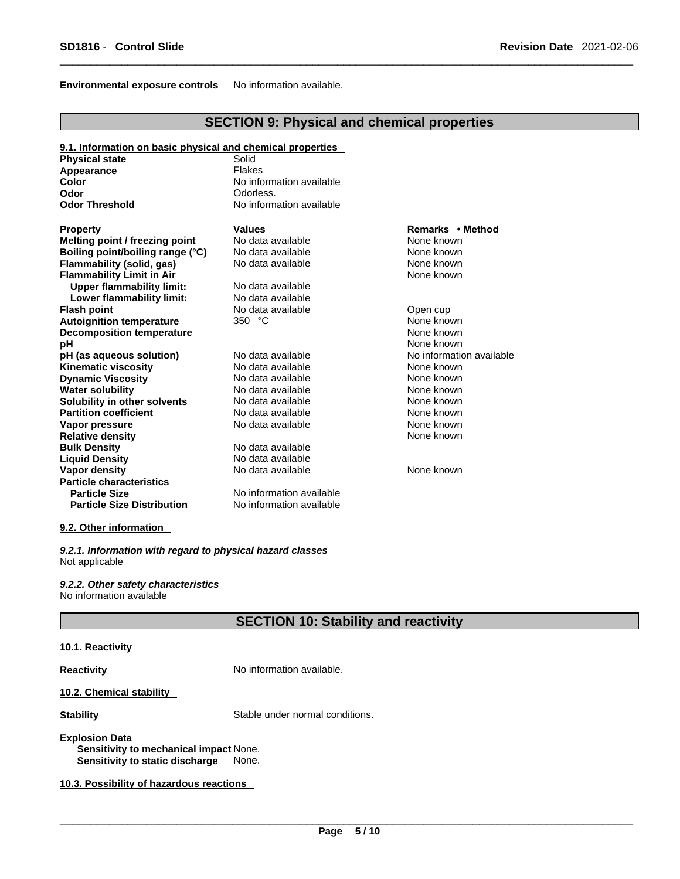**Environmental exposure controls** No information available.

## SECTION 9: Physical and chemical properties

### 9.1. Information on basic physical and chemical properties

| | |
|---|---|
| **Physical state** | Solid |
| **Appearance** | Flakes |
| **Color** | No information available |
| **Odor** | Odorless. |
| **Odor Threshold** | No information available |

| **Property** | **Values** | **Remarks • Method** |
|---|---|---|
| **Melting point / freezing point** | No data available | None known |
| **Boiling point/boiling range (°C)** | No data available | None known |
| **Flammability (solid, gas)** | No data available | None known |
| **Flammability Limit in Air** | | None known |
| **Upper flammability limit:** | No data available | |
| **Lower flammability limit:** | No data available | |
| **Flash point** | No data available | Open cup |
| **Autoignition temperature** | 350 °C | None known |
| **Decomposition temperature** | | None known |
| **pH** | | None known |
| **pH (as aqueous solution)** | No data available | No information available |
| **Kinematic viscosity** | No data available | None known |
| **Dynamic Viscosity** | No data available | None known |
| **Water solubility** | No data available | None known |
| **Solubility in other solvents** | No data available | None known |
| **Partition coefficient** | No data available | None known |
| **Vapor pressure** | No data available | None known |
| **Relative density** | | None known |
| **Bulk Density** | No data available | |
| **Liquid Density** | No data available | |
| **Vapor density** | No data available | None known |
| **Particle characteristics** | | |
| **Particle Size** | No information available | |
| **Particle Size Distribution** | No information available | |

### 9.2. Other information

*9.2.1. Information with regard to physical hazard classes*
Not applicable

*9.2.2. Other safety characteristics*
No information available

## SECTION 10: Stability and reactivity

### 10.1. Reactivity

**Reactivity** No information available.

### 10.2. Chemical stability

**Stability** Stable under normal conditions.

**Explosion Data**
**Sensitivity to mechanical impact** None.
**Sensitivity to static discharge** None.

### 10.3. Possibility of hazardous reactions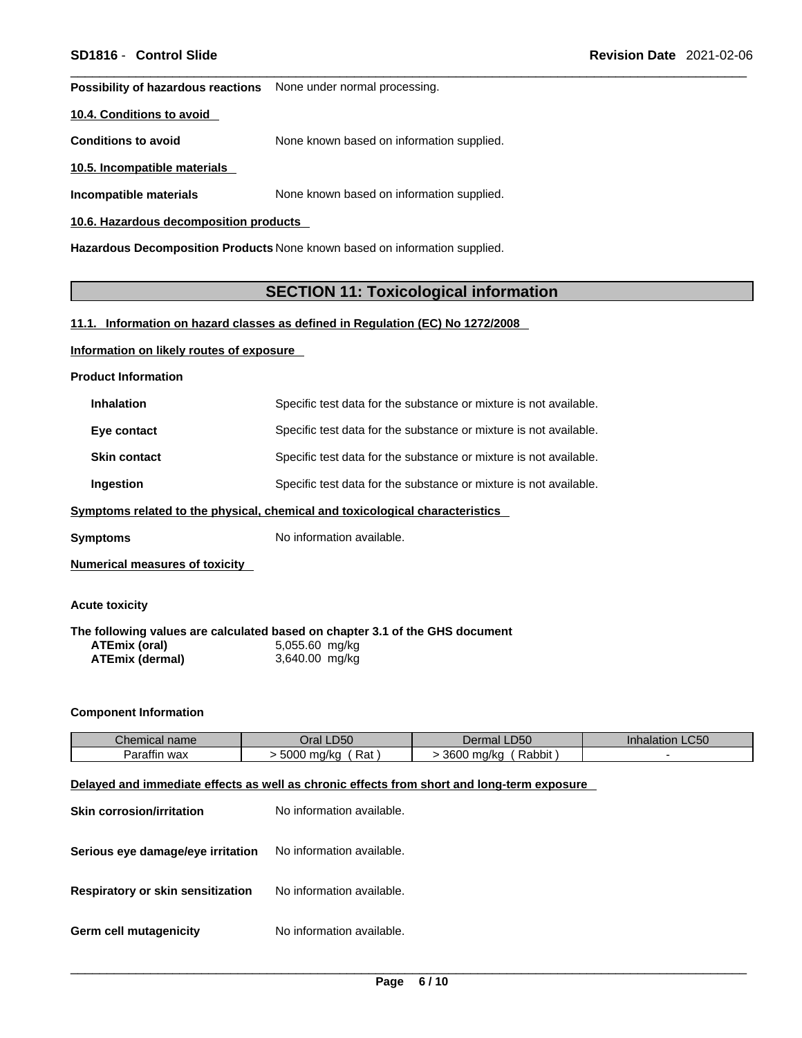**Possibility of hazardous reactions** None under normal processing.

**10.4. Conditions to avoid**

**Conditions to avoid** None known based on information supplied.

**10.5. Incompatible materials**

**Incompatible materials** None known based on information supplied.

**10.6. Hazardous decomposition products**

**Hazardous Decomposition Products** None known based on information supplied.

## SECTION 11: Toxicological information

**11.1. Information on hazard classes as defined in Regulation (EC) No 1272/2008**

**Information on likely routes of exposure**

**Product Information**

**Inhalation** Specific test data for the substance or mixture is not available.

**Eye contact** Specific test data for the substance or mixture is not available.

**Skin contact** Specific test data for the substance or mixture is not available.

**Ingestion** Specific test data for the substance or mixture is not available.

**Symptoms related to the physical, chemical and toxicological characteristics**

**Symptoms** No information available.

**Numerical measures of toxicity**

**Acute toxicity**

**The following values are calculated based on chapter 3.1 of the GHS document**

**ATEmix (oral)** 5,055.60 mg/kg
**ATEmix (dermal)** 3,640.00 mg/kg

**Component Information**

| Chemical name | Oral LD50 | Dermal LD50 | Inhalation LC50 |
|---|---|---|---|
| Paraffin wax | > 5000 mg/kg ( Rat ) | > 3600 mg/kg ( Rabbit ) | - |

**Delayed and immediate effects as well as chronic effects from short and long-term exposure**

**Skin corrosion/irritation** No information available.

**Serious eye damage/eye irritation** No information available.

**Respiratory or skin sensitization** No information available.

**Germ cell mutagenicity** No information available.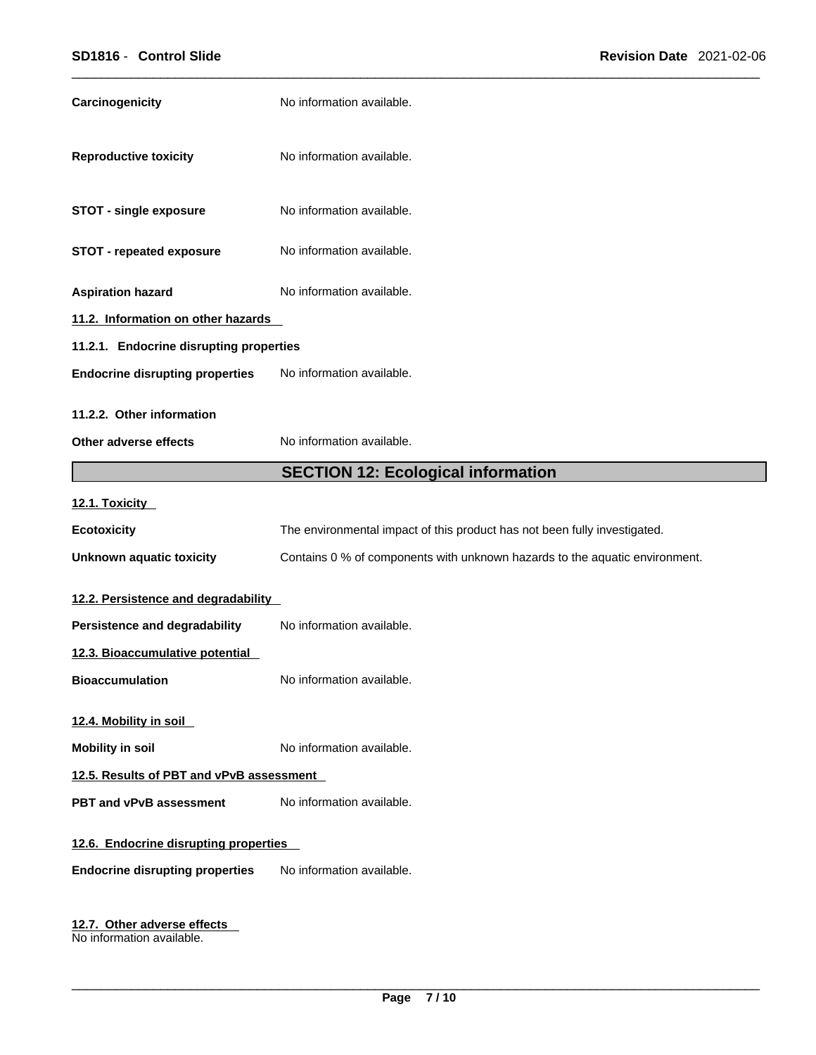**Carcinogenicity** No information available.

**Reproductive toxicity** No information available.

**STOT - single exposure** No information available.

**STOT - repeated exposure** No information available.

**Aspiration hazard** No information available.

**11.2. Information on other hazards**

**11.2.1. Endocrine disrupting properties**

**Endocrine disrupting properties** No information available.

**11.2.2. Other information**

**Other adverse effects** No information available.

## SECTION 12: Ecological information

**12.1. Toxicity**

**Ecotoxicity** The environmental impact of this product has not been fully investigated.

**Unknown aquatic toxicity** Contains 0 % of components with unknown hazards to the aquatic environment.

**12.2. Persistence and degradability**

**Persistence and degradability** No information available.

**12.3. Bioaccumulative potential**

**Bioaccumulation** No information available.

**12.4. Mobility in soil**

**Mobility in soil** No information available.

**12.5. Results of PBT and vPvB assessment**

**PBT and vPvB assessment** No information available.

**12.6. Endocrine disrupting properties**

**Endocrine disrupting properties** No information available.

**12.7. Other adverse effects**

No information available.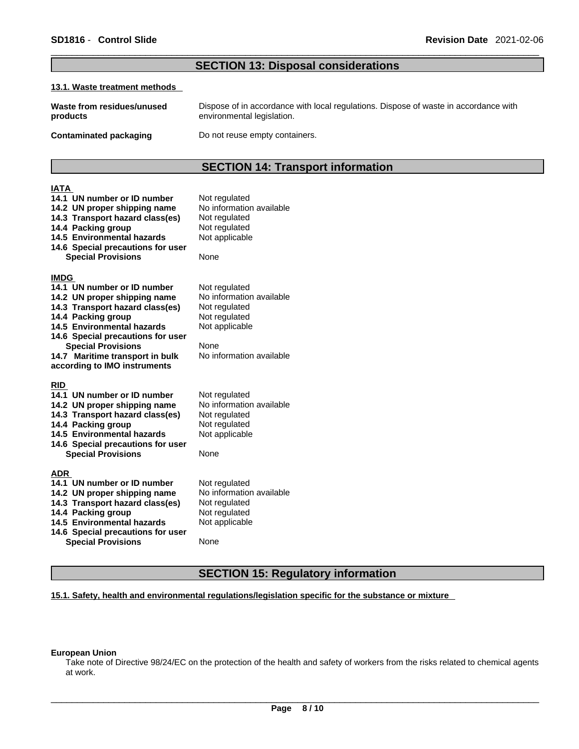## SECTION 13: Disposal considerations

### 13.1. Waste treatment methods

| | |
|---|---|
| **Waste from residues/unused products** | Dispose of in accordance with local regulations. Dispose of waste in accordance with environmental legislation. |
| **Contaminated packaging** | Do not reuse empty containers. |

## SECTION 14: Transport information

### IATA

| | |
|---|---|
| **14.1 UN number or ID number** | Not regulated |
| **14.2 UN proper shipping name** | No information available |
| **14.3 Transport hazard class(es)** | Not regulated |
| **14.4 Packing group** | Not regulated |
| **14.5 Environmental hazards** | Not applicable |
| **14.6 Special precautions for user** | |
| **Special Provisions** | None |

### IMDG

| | |
|---|---|
| **14.1 UN number or ID number** | Not regulated |
| **14.2 UN proper shipping name** | No information available |
| **14.3 Transport hazard class(es)** | Not regulated |
| **14.4 Packing group** | Not regulated |
| **14.5 Environmental hazards** | Not applicable |
| **14.6 Special precautions for user** | |
| **Special Provisions** | None |
| **14.7 Maritime transport in bulk according to IMO instruments** | No information available |

### RID

| | |
|---|---|
| **14.1 UN number or ID number** | Not regulated |
| **14.2 UN proper shipping name** | No information available |
| **14.3 Transport hazard class(es)** | Not regulated |
| **14.4 Packing group** | Not regulated |
| **14.5 Environmental hazards** | Not applicable |
| **14.6 Special precautions for user** | |
| **Special Provisions** | None |

### ADR

| | |
|---|---|
| **14.1 UN number or ID number** | Not regulated |
| **14.2 UN proper shipping name** | No information available |
| **14.3 Transport hazard class(es)** | Not regulated |
| **14.4 Packing group** | Not regulated |
| **14.5 Environmental hazards** | Not applicable |
| **14.6 Special precautions for user** | |
| **Special Provisions** | None |

## SECTION 15: Regulatory information

### 15.1. Safety, health and environmental regulations/legislation specific for the substance or mixture

**European Union**

Take note of Directive 98/24/EC on the protection of the health and safety of workers from the risks related to chemical agents at work.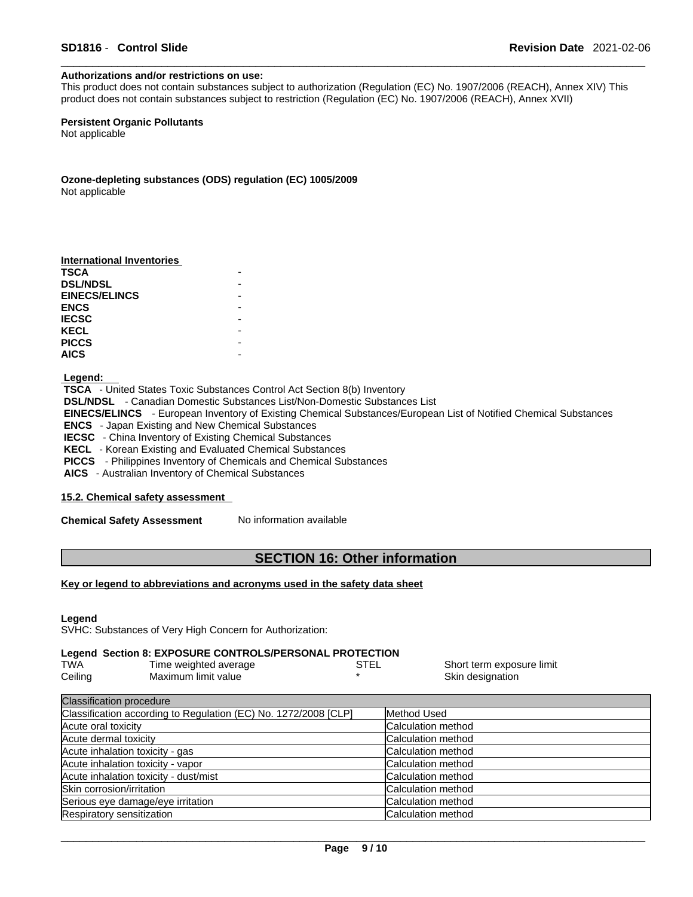**Authorizations and/or restrictions on use:**
This product does not contain substances subject to authorization (Regulation (EC) No. 1907/2006 (REACH), Annex XIV) This product does not contain substances subject to restriction (Regulation (EC) No. 1907/2006 (REACH), Annex XVII)

**Persistent Organic Pollutants**
Not applicable

**Ozone-depleting substances (ODS) regulation (EC) 1005/2009**
Not applicable

**International Inventories**

| | |
|---|---|
| **TSCA** | - |
| **DSL/NDSL** | - |
| **EINECS/ELINCS** | - |
| **ENCS** | - |
| **IECSC** | - |
| **KECL** | - |
| **PICCS** | - |
| **AICS** | - |

**Legend:**
**TSCA** - United States Toxic Substances Control Act Section 8(b) Inventory
**DSL/NDSL** - Canadian Domestic Substances List/Non-Domestic Substances List
**EINECS/ELINCS** - European Inventory of Existing Chemical Substances/European List of Notified Chemical Substances
**ENCS** - Japan Existing and New Chemical Substances
**IECSC** - China Inventory of Existing Chemical Substances
**KECL** - Korean Existing and Evaluated Chemical Substances
**PICCS** - Philippines Inventory of Chemicals and Chemical Substances
**AICS** - Australian Inventory of Chemical Substances

**15.2. Chemical safety assessment**

**Chemical Safety Assessment** No information available

## SECTION 16: Other information

**Key or legend to abbreviations and acronyms used in the safety data sheet**

**Legend**
SVHC: Substances of Very High Concern for Authorization:

**Legend Section 8: EXPOSURE CONTROLS/PERSONAL PROTECTION**

| | | | |
|---|---|---|---|
| TWA | Time weighted average | STEL | Short term exposure limit |
| Ceiling | Maximum limit value | * | Skin designation |

| Classification procedure | |
|---|---|
| Classification according to Regulation (EC) No. 1272/2008 [CLP] | Method Used |
| Acute oral toxicity | Calculation method |
| Acute dermal toxicity | Calculation method |
| Acute inhalation toxicity - gas | Calculation method |
| Acute inhalation toxicity - vapor | Calculation method |
| Acute inhalation toxicity - dust/mist | Calculation method |
| Skin corrosion/irritation | Calculation method |
| Serious eye damage/eye irritation | Calculation method |
| Respiratory sensitization | Calculation method |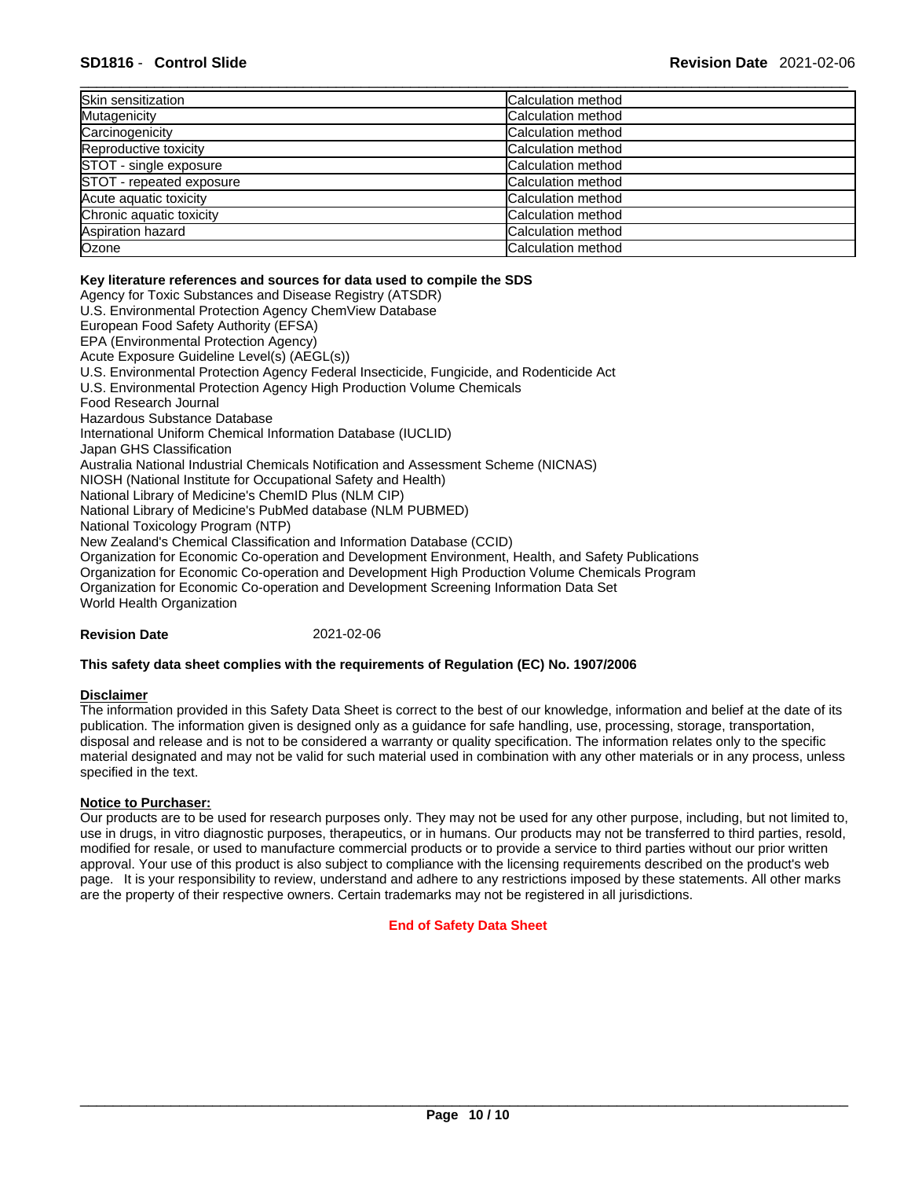| | |
|---|---|
| Skin sensitization | Calculation method |
| Mutagenicity | Calculation method |
| Carcinogenicity | Calculation method |
| Reproductive toxicity | Calculation method |
| STOT - single exposure | Calculation method |
| STOT - repeated exposure | Calculation method |
| Acute aquatic toxicity | Calculation method |
| Chronic aquatic toxicity | Calculation method |
| Aspiration hazard | Calculation method |
| Ozone | Calculation method |

**Key literature references and sources for data used to compile the SDS**

Agency for Toxic Substances and Disease Registry (ATSDR)
U.S. Environmental Protection Agency ChemView Database
European Food Safety Authority (EFSA)
EPA (Environmental Protection Agency)
Acute Exposure Guideline Level(s) (AEGL(s))
U.S. Environmental Protection Agency Federal Insecticide, Fungicide, and Rodenticide Act
U.S. Environmental Protection Agency High Production Volume Chemicals
Food Research Journal
Hazardous Substance Database
International Uniform Chemical Information Database (IUCLID)
Japan GHS Classification
Australia National Industrial Chemicals Notification and Assessment Scheme (NICNAS)
NIOSH (National Institute for Occupational Safety and Health)
National Library of Medicine's ChemID Plus (NLM CIP)
National Library of Medicine's PubMed database (NLM PUBMED)
National Toxicology Program (NTP)
New Zealand's Chemical Classification and Information Database (CCID)
Organization for Economic Co-operation and Development Environment, Health, and Safety Publications
Organization for Economic Co-operation and Development High Production Volume Chemicals Program
Organization for Economic Co-operation and Development Screening Information Data Set
World Health Organization

**Revision Date** 2021-02-06

**This safety data sheet complies with the requirements of Regulation (EC) No. 1907/2006**

**Disclaimer**

The information provided in this Safety Data Sheet is correct to the best of our knowledge, information and belief at the date of its publication. The information given is designed only as a guidance for safe handling, use, processing, storage, transportation, disposal and release and is not to be considered a warranty or quality specification. The information relates only to the specific material designated and may not be valid for such material used in combination with any other materials or in any process, unless specified in the text.

**Notice to Purchaser:**

Our products are to be used for research purposes only. They may not be used for any other purpose, including, but not limited to, use in drugs, in vitro diagnostic purposes, therapeutics, or in humans. Our products may not be transferred to third parties, resold, modified for resale, or used to manufacture commercial products or to provide a service to third parties without our prior written approval. Your use of this product is also subject to compliance with the licensing requirements described on the product's web page. It is your responsibility to review, understand and adhere to any restrictions imposed by these statements. All other marks are the property of their respective owners. Certain trademarks may not be registered in all jurisdictions.

**End of Safety Data Sheet**